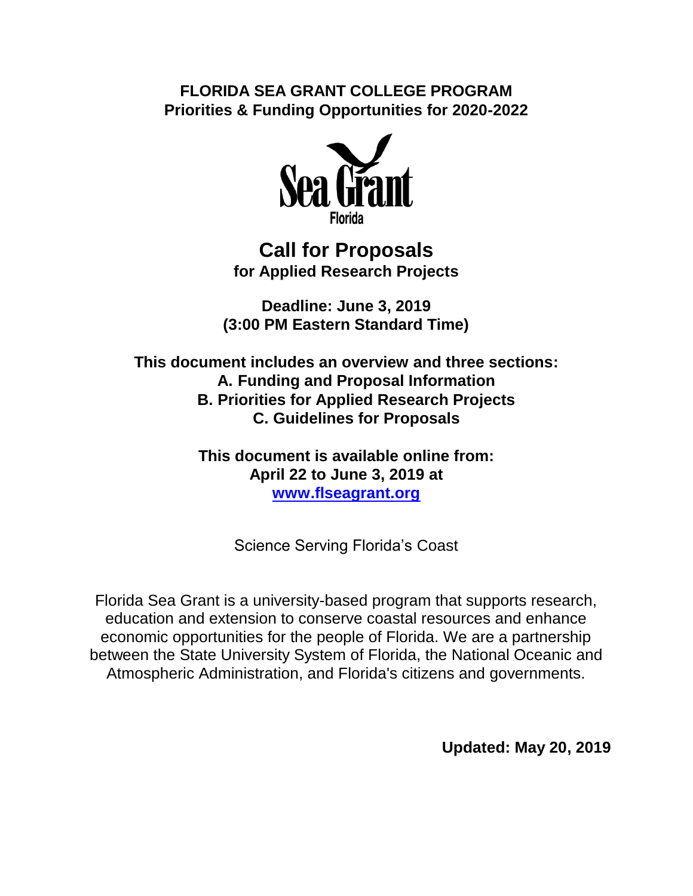# FLORIDA SEA GRANT COLLEGE PROGRAM
## Priorities & Funding Opportunities for 2020-2022

Sea Grant
Florida

## Call for Proposals
**for Applied Research Projects**

**Deadline: June 3, 2019**
**(3:00 PM Eastern Standard Time)**

**This document includes an overview and three sections:**
**A. Funding and Proposal Information**
**B. Priorities for Applied Research Projects**
**C. Guidelines for Proposals**

**This document is available online from:**
**April 22 to June 3, 2019 at**
**[www.flseagrant.org](http://www.flseagrant.org)**

Science Serving Florida's Coast

Florida Sea Grant is a university-based program that supports research, education and extension to conserve coastal resources and enhance economic opportunities for the people of Florida. We are a partnership between the State University System of Florida, the National Oceanic and Atmospheric Administration, and Florida's citizens and governments.

**Updated: May 20, 2019**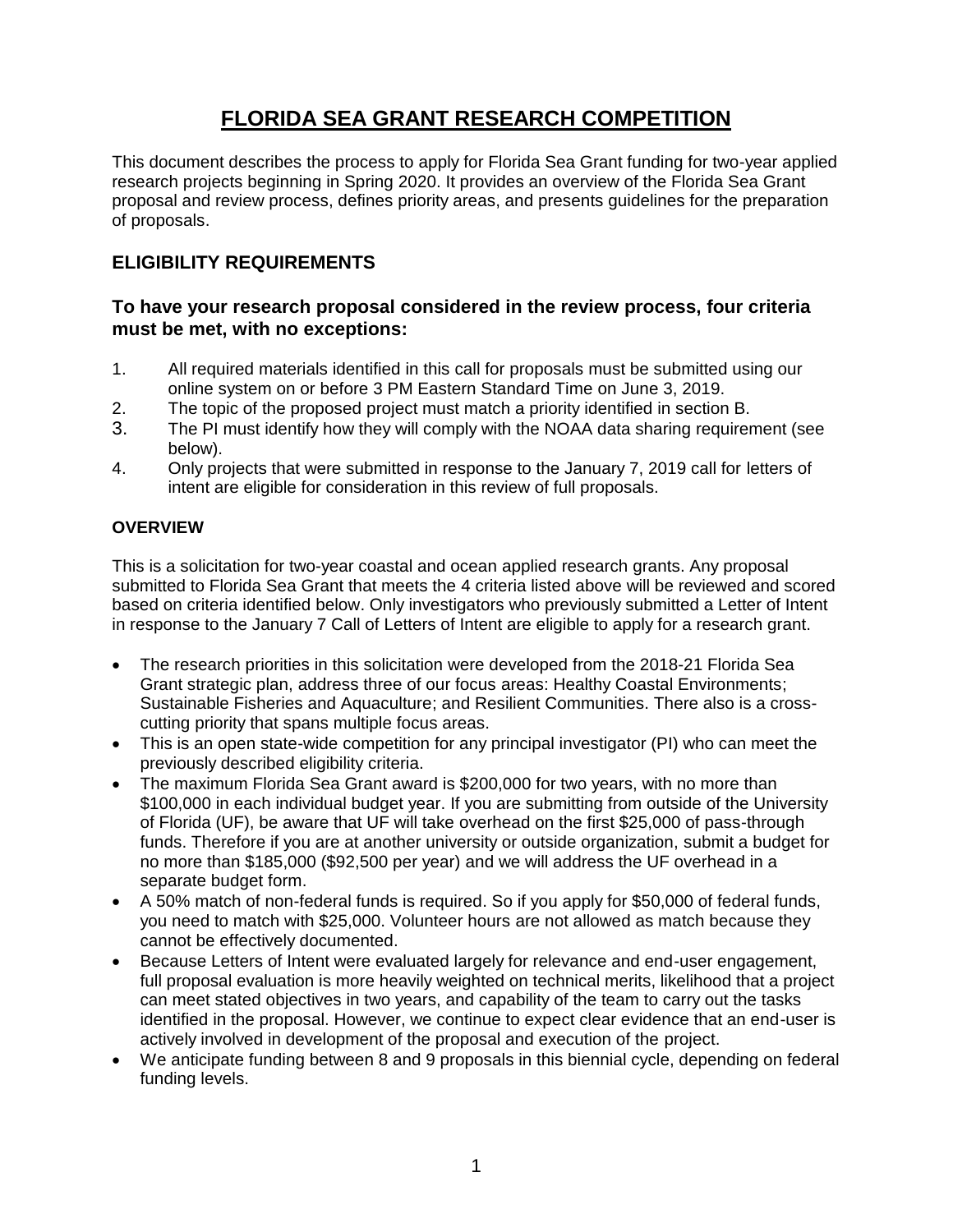# FLORIDA SEA GRANT RESEARCH COMPETITION

This document describes the process to apply for Florida Sea Grant funding for two-year applied research projects beginning in Spring 2020. It provides an overview of the Florida Sea Grant proposal and review process, defines priority areas, and presents guidelines for the preparation of proposals.

## ELIGIBILITY REQUIREMENTS

### To have your research proposal considered in the review process, four criteria must be met, with no exceptions:

1. All required materials identified in this call for proposals must be submitted using our online system on or before 3 PM Eastern Standard Time on June 3, 2019.
2. The topic of the proposed project must match a priority identified in section B.
3. The PI must identify how they will comply with the NOAA data sharing requirement (see below).
4. Only projects that were submitted in response to the January 7, 2019 call for letters of intent are eligible for consideration in this review of full proposals.

### OVERVIEW

This is a solicitation for two-year coastal and ocean applied research grants. Any proposal submitted to Florida Sea Grant that meets the 4 criteria listed above will be reviewed and scored based on criteria identified below. Only investigators who previously submitted a Letter of Intent in response to the January 7 Call of Letters of Intent are eligible to apply for a research grant.

- The research priorities in this solicitation were developed from the 2018-21 Florida Sea Grant strategic plan, address three of our focus areas: Healthy Coastal Environments; Sustainable Fisheries and Aquaculture; and Resilient Communities. There also is a cross-cutting priority that spans multiple focus areas.
- This is an open state-wide competition for any principal investigator (PI) who can meet the previously described eligibility criteria.
- The maximum Florida Sea Grant award is $200,000 for two years, with no more than $100,000 in each individual budget year. If you are submitting from outside of the University of Florida (UF), be aware that UF will take overhead on the first $25,000 of pass-through funds. Therefore if you are at another university or outside organization, submit a budget for no more than $185,000 ($92,500 per year) and we will address the UF overhead in a separate budget form.
- A 50% match of non-federal funds is required. So if you apply for $50,000 of federal funds, you need to match with $25,000. Volunteer hours are not allowed as match because they cannot be effectively documented.
- Because Letters of Intent were evaluated largely for relevance and end-user engagement, full proposal evaluation is more heavily weighted on technical merits, likelihood that a project can meet stated objectives in two years, and capability of the team to carry out the tasks identified in the proposal. However, we continue to expect clear evidence that an end-user is actively involved in development of the proposal and execution of the project.
- We anticipate funding between 8 and 9 proposals in this biennial cycle, depending on federal funding levels.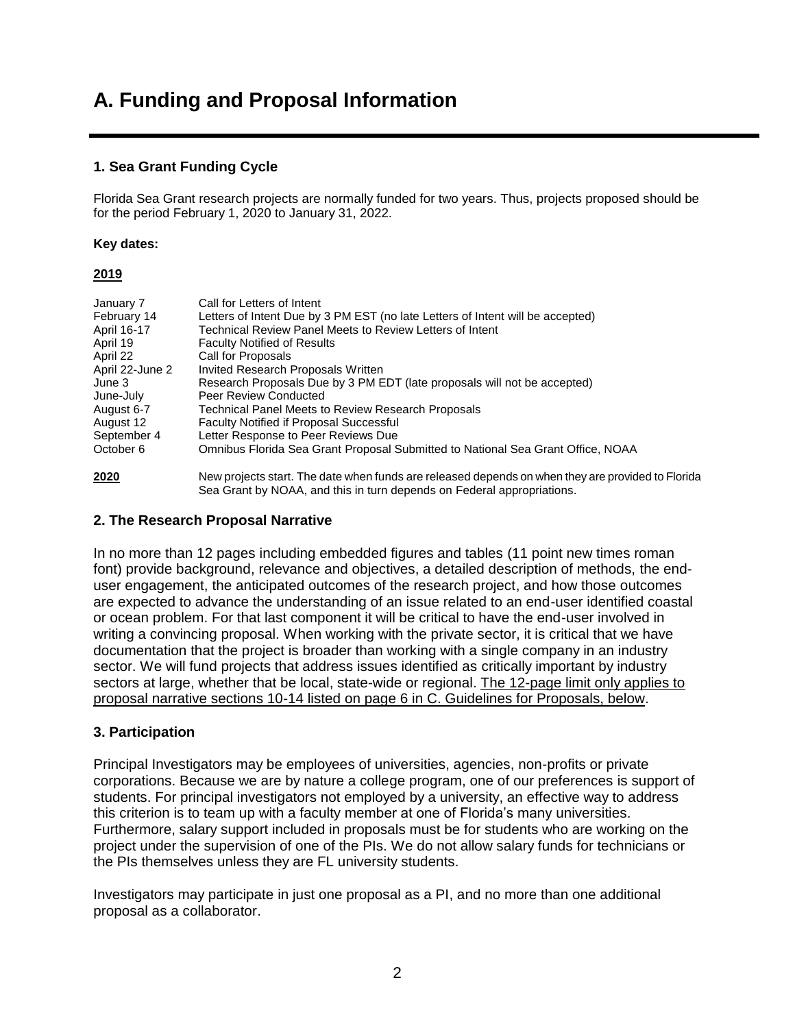# A. Funding and Proposal Information

### 1. Sea Grant Funding Cycle

Florida Sea Grant research projects are normally funded for two years. Thus, projects proposed should be for the period February 1, 2020 to January 31, 2022.

**Key dates:**

**2019**

| | |
|---|---|
| January 7 | Call for Letters of Intent |
| February 14 | Letters of Intent Due by 3 PM EST (no late Letters of Intent will be accepted) |
| April 16-17 | Technical Review Panel Meets to Review Letters of Intent |
| April 19 | Faculty Notified of Results |
| April 22 | Call for Proposals |
| April 22-June 2 | Invited Research Proposals Written |
| June 3 | Research Proposals Due by 3 PM EDT (late proposals will not be accepted) |
| June-July | Peer Review Conducted |
| August 6-7 | Technical Panel Meets to Review Research Proposals |
| August 12 | Faculty Notified if Proposal Successful |
| September 4 | Letter Response to Peer Reviews Due |
| October 6 | Omnibus Florida Sea Grant Proposal Submitted to National Sea Grant Office, NOAA |

**2020** New projects start. The date when funds are released depends on when they are provided to Florida Sea Grant by NOAA, and this in turn depends on Federal appropriations.

### 2. The Research Proposal Narrative

In no more than 12 pages including embedded figures and tables (11 point new times roman font) provide background, relevance and objectives, a detailed description of methods, the end-user engagement, the anticipated outcomes of the research project, and how those outcomes are expected to advance the understanding of an issue related to an end-user identified coastal or ocean problem. For that last component it will be critical to have the end-user involved in writing a convincing proposal. When working with the private sector, it is critical that we have documentation that the project is broader than working with a single company in an industry sector. We will fund projects that address issues identified as critically important by industry sectors at large, whether that be local, state-wide or regional. <u>The 12-page limit only applies to proposal narrative sections 10-14 listed on page 6 in C. Guidelines for Proposals, below</u>.

### 3. Participation

Principal Investigators may be employees of universities, agencies, non-profits or private corporations. Because we are by nature a college program, one of our preferences is support of students. For principal investigators not employed by a university, an effective way to address this criterion is to team up with a faculty member at one of Florida's many universities. Furthermore, salary support included in proposals must be for students who are working on the project under the supervision of one of the PIs. We do not allow salary funds for technicians or the PIs themselves unless they are FL university students.

Investigators may participate in just one proposal as a PI, and no more than one additional proposal as a collaborator.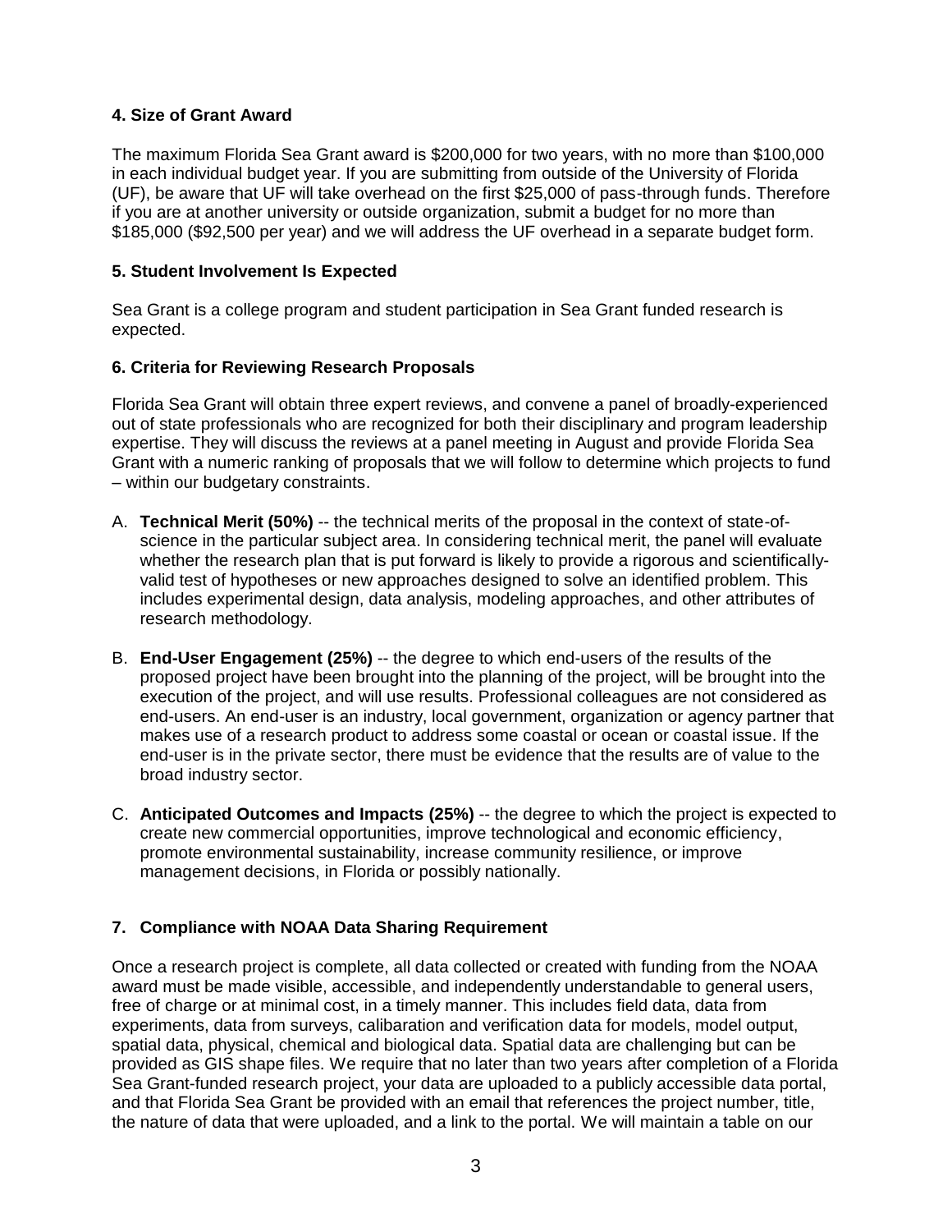### 4. Size of Grant Award

The maximum Florida Sea Grant award is $200,000 for two years, with no more than $100,000 in each individual budget year. If you are submitting from outside of the University of Florida (UF), be aware that UF will take overhead on the first $25,000 of pass-through funds. Therefore if you are at another university or outside organization, submit a budget for no more than $185,000 ($92,500 per year) and we will address the UF overhead in a separate budget form.

### 5. Student Involvement Is Expected

Sea Grant is a college program and student participation in Sea Grant funded research is expected.

### 6. Criteria for Reviewing Research Proposals

Florida Sea Grant will obtain three expert reviews, and convene a panel of broadly-experienced out of state professionals who are recognized for both their disciplinary and program leadership expertise. They will discuss the reviews at a panel meeting in August and provide Florida Sea Grant with a numeric ranking of proposals that we will follow to determine which projects to fund – within our budgetary constraints.

A. **Technical Merit (50%)** -- the technical merits of the proposal in the context of state-of-science in the particular subject area. In considering technical merit, the panel will evaluate whether the research plan that is put forward is likely to provide a rigorous and scientifically-valid test of hypotheses or new approaches designed to solve an identified problem. This includes experimental design, data analysis, modeling approaches, and other attributes of research methodology.

B. **End-User Engagement (25%)** -- the degree to which end-users of the results of the proposed project have been brought into the planning of the project, will be brought into the execution of the project, and will use results. Professional colleagues are not considered as end-users. An end-user is an industry, local government, organization or agency partner that makes use of a research product to address some coastal or ocean or coastal issue. If the end-user is in the private sector, there must be evidence that the results are of value to the broad industry sector.

C. **Anticipated Outcomes and Impacts (25%)** -- the degree to which the project is expected to create new commercial opportunities, improve technological and economic efficiency, promote environmental sustainability, increase community resilience, or improve management decisions, in Florida or possibly nationally.

### 7. Compliance with NOAA Data Sharing Requirement

Once a research project is complete, all data collected or created with funding from the NOAA award must be made visible, accessible, and independently understandable to general users, free of charge or at minimal cost, in a timely manner. This includes field data, data from experiments, data from surveys, calibaration and verification data for models, model output, spatial data, physical, chemical and biological data. Spatial data are challenging but can be provided as GIS shape files. We require that no later than two years after completion of a Florida Sea Grant-funded research project, your data are uploaded to a publicly accessible data portal, and that Florida Sea Grant be provided with an email that references the project number, title, the nature of data that were uploaded, and a link to the portal. We will maintain a table on our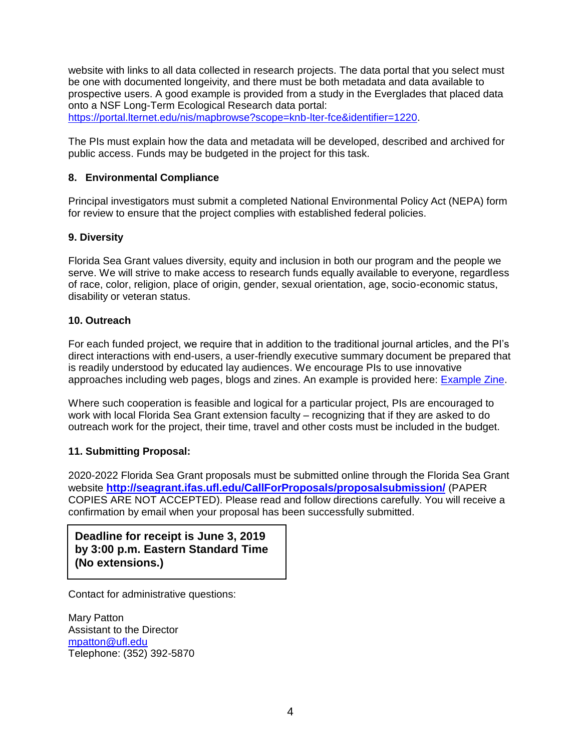website with links to all data collected in research projects. The data portal that you select must be one with documented longeivity, and there must be both metadata and data available to prospective users. A good example is provided from a study in the Everglades that placed data onto a NSF Long-Term Ecological Research data portal: [https://portal.lternet.edu/nis/mapbrowse?scope=knb-lter-fce&identifier=1220](https://portal.lternet.edu/nis/mapbrowse?scope=knb-lter-fce&identifier=1220).

The PIs must explain how the data and metadata will be developed, described and archived for public access. Funds may be budgeted in the project for this task.

### 8. Environmental Compliance

Principal investigators must submit a completed National Environmental Policy Act (NEPA) form for review to ensure that the project complies with established federal policies.

### 9. Diversity

Florida Sea Grant values diversity, equity and inclusion in both our program and the people we serve. We will strive to make access to research funds equally available to everyone, regardless of race, color, religion, place of origin, gender, sexual orientation, age, socio-economic status, disability or veteran status.

### 10. Outreach

For each funded project, we require that in addition to the traditional journal articles, and the PI's direct interactions with end-users, a user-friendly executive summary document be prepared that is readily understood by educated lay audiences. We encourage PIs to use innovative approaches including web pages, blogs and zines. An example is provided here: Example Zine.

Where such cooperation is feasible and logical for a particular project, PIs are encouraged to work with local Florida Sea Grant extension faculty – recognizing that if they are asked to do outreach work for the project, their time, travel and other costs must be included in the budget.

### 11. Submitting Proposal:

2020-2022 Florida Sea Grant proposals must be submitted online through the Florida Sea Grant website **[http://seagrant.ifas.ufl.edu/CallForProposals/proposalsubmission/](http://seagrant.ifas.ufl.edu/CallForProposals/proposalsubmission/)** (PAPER COPIES ARE NOT ACCEPTED). Please read and follow directions carefully. You will receive a confirmation by email when your proposal has been successfully submitted.

**Deadline for receipt is June 3, 2019 by 3:00 p.m. Eastern Standard Time (No extensions.)**

Contact for administrative questions:

Mary Patton
Assistant to the Director
mpatton@ufl.edu
Telephone: (352) 392-5870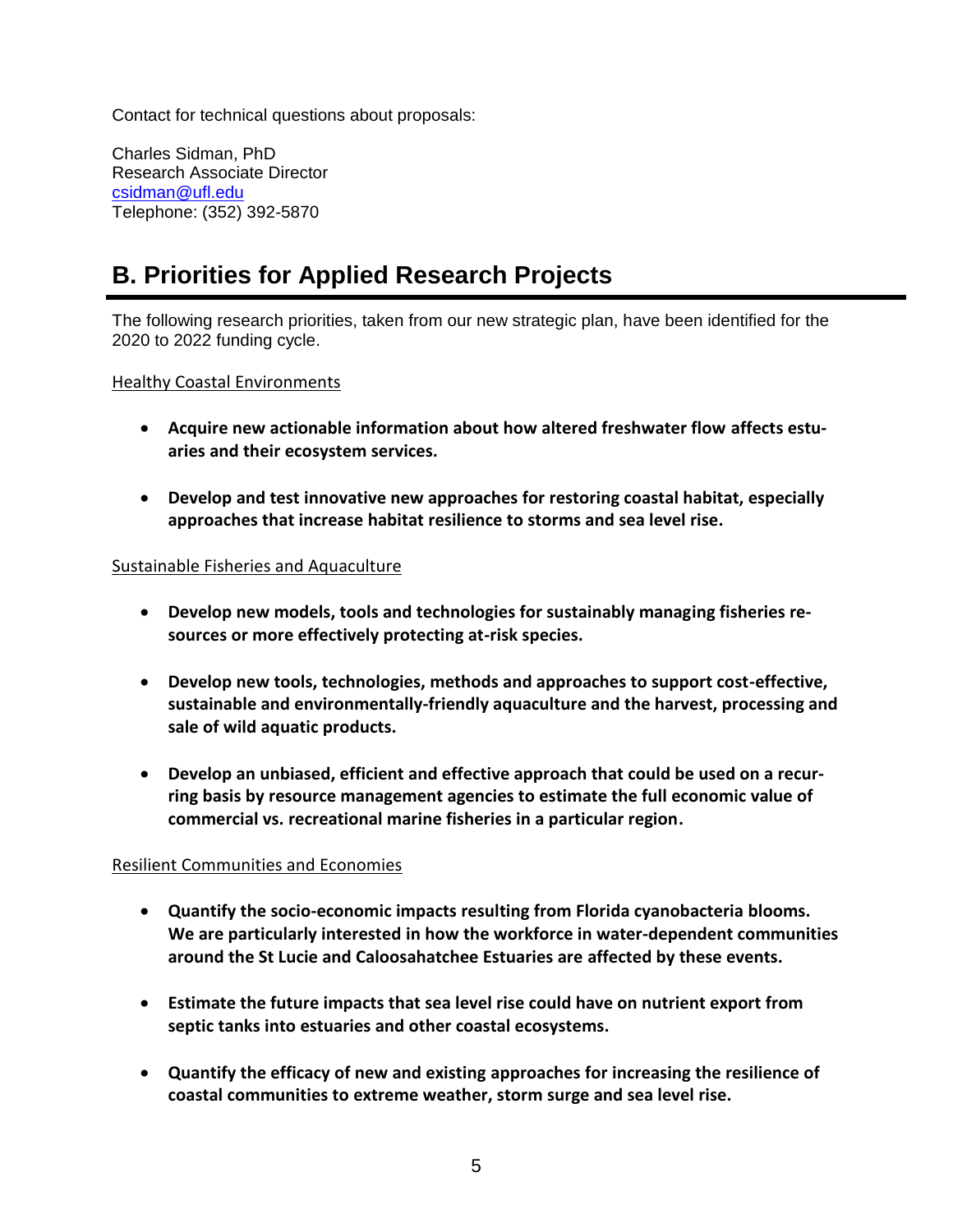Contact for technical questions about proposals:

Charles Sidman, PhD
Research Associate Director
[csidman@ufl.edu](mailto:csidman@ufl.edu)
Telephone: (352) 392-5870

## B. Priorities for Applied Research Projects

The following research priorities, taken from our new strategic plan, have been identified for the 2020 to 2022 funding cycle.

<u>Healthy Coastal Environments</u>

- **Acquire new actionable information about how altered freshwater flow affects estuaries and their ecosystem services.**
- **Develop and test innovative new approaches for restoring coastal habitat, especially approaches that increase habitat resilience to storms and sea level rise.**

<u>Sustainable Fisheries and Aquaculture</u>

- **Develop new models, tools and technologies for sustainably managing fisheries resources or more effectively protecting at-risk species.**
- **Develop new tools, technologies, methods and approaches to support cost-effective, sustainable and environmentally-friendly aquaculture and the harvest, processing and sale of wild aquatic products.**
- **Develop an unbiased, efficient and effective approach that could be used on a recurring basis by resource management agencies to estimate the full economic value of commercial vs. recreational marine fisheries in a particular region.**

<u>Resilient Communities and Economies</u>

- **Quantify the socio-economic impacts resulting from Florida cyanobacteria blooms. We are particularly interested in how the workforce in water-dependent communities around the St Lucie and Caloosahatchee Estuaries are affected by these events.**
- **Estimate the future impacts that sea level rise could have on nutrient export from septic tanks into estuaries and other coastal ecosystems.**
- **Quantify the efficacy of new and existing approaches for increasing the resilience of coastal communities to extreme weather, storm surge and sea level rise.**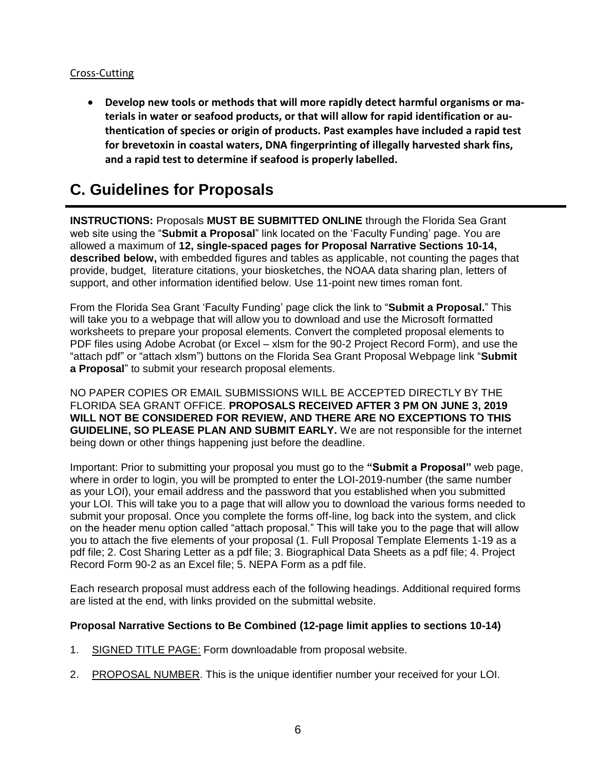Cross-Cutting

- **Develop new tools or methods that will more rapidly detect harmful organisms or materials in water or seafood products, or that will allow for rapid identification or authentication of species or origin of products. Past examples have included a rapid test for brevetoxin in coastal waters, DNA fingerprinting of illegally harvested shark fins, and a rapid test to determine if seafood is properly labelled.**

# C. Guidelines for Proposals

**INSTRUCTIONS:** Proposals **MUST BE SUBMITTED ONLINE** through the Florida Sea Grant web site using the "**Submit a Proposal**" link located on the 'Faculty Funding' page. You are allowed a maximum of **12, single-spaced pages for Proposal Narrative Sections 10-14, described below,** with embedded figures and tables as applicable, not counting the pages that provide, budget, literature citations, your biosketches, the NOAA data sharing plan, letters of support, and other information identified below. Use 11-point new times roman font.

From the Florida Sea Grant 'Faculty Funding' page click the link to "**Submit a Proposal.**" This will take you to a webpage that will allow you to download and use the Microsoft formatted worksheets to prepare your proposal elements. Convert the completed proposal elements to PDF files using Adobe Acrobat (or Excel – xlsm for the 90-2 Project Record Form), and use the "attach pdf" or "attach xlsm") buttons on the Florida Sea Grant Proposal Webpage link "**Submit a Proposal**" to submit your research proposal elements.

NO PAPER COPIES OR EMAIL SUBMISSIONS WILL BE ACCEPTED DIRECTLY BY THE FLORIDA SEA GRANT OFFICE. **PROPOSALS RECEIVED AFTER 3 PM ON JUNE 3, 2019 WILL NOT BE CONSIDERED FOR REVIEW, AND THERE ARE NO EXCEPTIONS TO THIS GUIDELINE, SO PLEASE PLAN AND SUBMIT EARLY.** We are not responsible for the internet being down or other things happening just before the deadline.

Important: Prior to submitting your proposal you must go to the **"Submit a Proposal"** web page, where in order to login, you will be prompted to enter the LOI-2019-number (the same number as your LOI), your email address and the password that you established when you submitted your LOI. This will take you to a page that will allow you to download the various forms needed to submit your proposal. Once you complete the forms off-line, log back into the system, and click on the header menu option called "attach proposal." This will take you to the page that will allow you to attach the five elements of your proposal (1. Full Proposal Template Elements 1-19 as a pdf file; 2. Cost Sharing Letter as a pdf file; 3. Biographical Data Sheets as a pdf file; 4. Project Record Form 90-2 as an Excel file; 5. NEPA Form as a pdf file.

Each research proposal must address each of the following headings. Additional required forms are listed at the end, with links provided on the submittal website.

**Proposal Narrative Sections to Be Combined (12-page limit applies to sections 10-14)**

1. SIGNED TITLE PAGE: Form downloadable from proposal website.
2. PROPOSAL NUMBER. This is the unique identifier number your received for your LOI.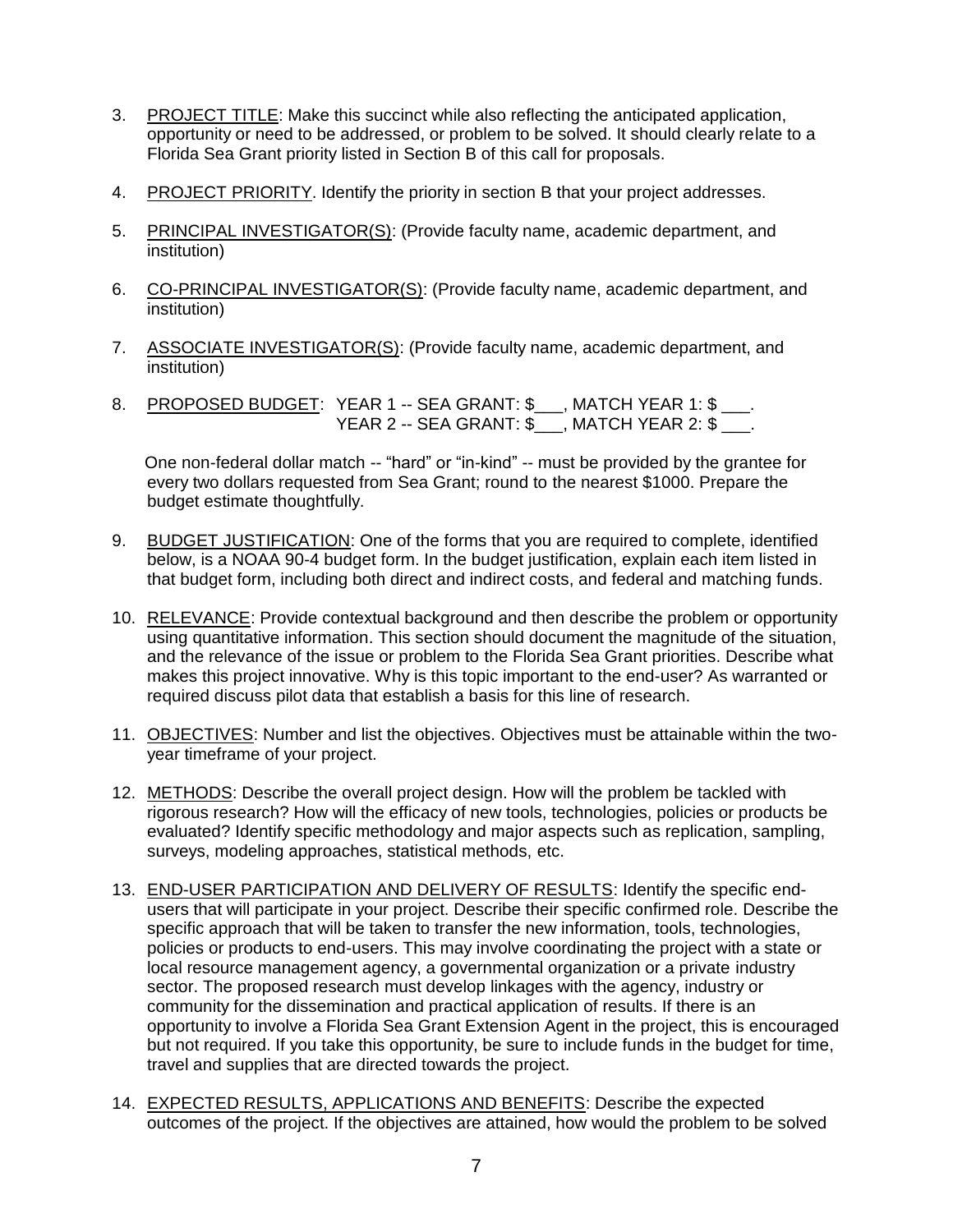3. PROJECT TITLE: Make this succinct while also reflecting the anticipated application, opportunity or need to be addressed, or problem to be solved. It should clearly relate to a Florida Sea Grant priority listed in Section B of this call for proposals.

4. PROJECT PRIORITY. Identify the priority in section B that your project addresses.

5. PRINCIPAL INVESTIGATOR(S): (Provide faculty name, academic department, and institution)

6. CO-PRINCIPAL INVESTIGATOR(S): (Provide faculty name, academic department, and institution)

7. ASSOCIATE INVESTIGATOR(S): (Provide faculty name, academic department, and institution)

8. PROPOSED BUDGET: YEAR 1 -- SEA GRANT: $___, MATCH YEAR 1: $ ___.
   YEAR 2 -- SEA GRANT: $___, MATCH YEAR 2: $ ___.

   One non-federal dollar match -- "hard" or "in-kind" -- must be provided by the grantee for every two dollars requested from Sea Grant; round to the nearest $1000. Prepare the budget estimate thoughtfully.

9. BUDGET JUSTIFICATION: One of the forms that you are required to complete, identified below, is a NOAA 90-4 budget form. In the budget justification, explain each item listed in that budget form, including both direct and indirect costs, and federal and matching funds.

10. RELEVANCE: Provide contextual background and then describe the problem or opportunity using quantitative information. This section should document the magnitude of the situation, and the relevance of the issue or problem to the Florida Sea Grant priorities. Describe what makes this project innovative. Why is this topic important to the end-user? As warranted or required discuss pilot data that establish a basis for this line of research.

11. OBJECTIVES: Number and list the objectives. Objectives must be attainable within the two-year timeframe of your project.

12. METHODS: Describe the overall project design. How will the problem be tackled with rigorous research? How will the efficacy of new tools, technologies, policies or products be evaluated? Identify specific methodology and major aspects such as replication, sampling, surveys, modeling approaches, statistical methods, etc.

13. END-USER PARTICIPATION AND DELIVERY OF RESULTS: Identify the specific end-users that will participate in your project. Describe their specific confirmed role. Describe the specific approach that will be taken to transfer the new information, tools, technologies, policies or products to end-users. This may involve coordinating the project with a state or local resource management agency, a governmental organization or a private industry sector. The proposed research must develop linkages with the agency, industry or community for the dissemination and practical application of results. If there is an opportunity to involve a Florida Sea Grant Extension Agent in the project, this is encouraged but not required. If you take this opportunity, be sure to include funds in the budget for time, travel and supplies that are directed towards the project.

14. EXPECTED RESULTS, APPLICATIONS AND BENEFITS: Describe the expected outcomes of the project. If the objectives are attained, how would the problem to be solved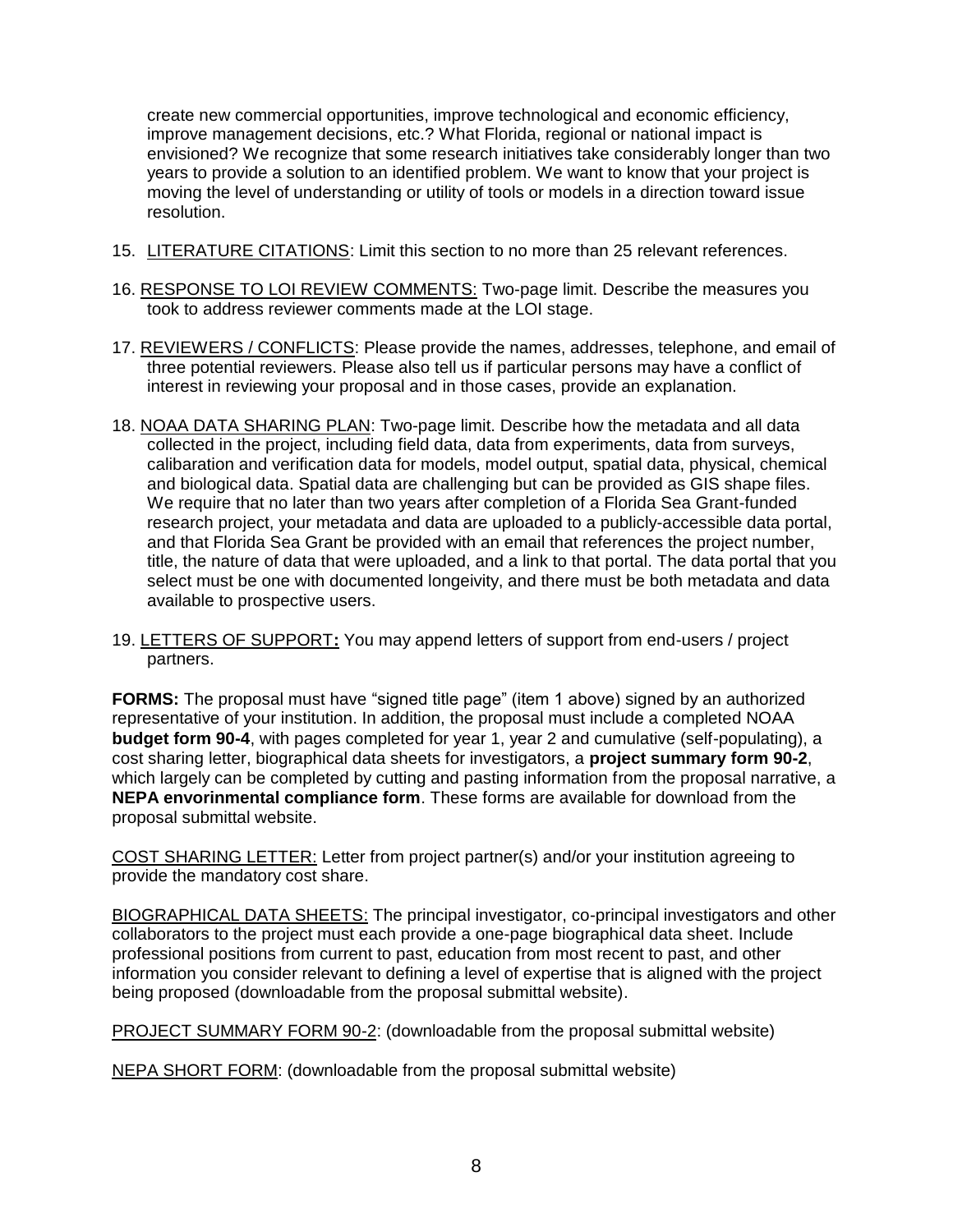create new commercial opportunities, improve technological and economic efficiency, improve management decisions, etc.? What Florida, regional or national impact is envisioned? We recognize that some research initiatives take considerably longer than two years to provide a solution to an identified problem. We want to know that your project is moving the level of understanding or utility of tools or models in a direction toward issue resolution.

15. <u>LITERATURE CITATIONS</u>: Limit this section to no more than 25 relevant references.

16. <u>RESPONSE TO LOI REVIEW COMMENTS:</u> Two-page limit. Describe the measures you took to address reviewer comments made at the LOI stage.

17. <u>REVIEWERS / CONFLICTS</u>: Please provide the names, addresses, telephone, and email of three potential reviewers. Please also tell us if particular persons may have a conflict of interest in reviewing your proposal and in those cases, provide an explanation.

18. <u>NOAA DATA SHARING PLAN</u>: Two-page limit. Describe how the metadata and all data collected in the project, including field data, data from experiments, data from surveys, calibaration and verification data for models, model output, spatial data, physical, chemical and biological data. Spatial data are challenging but can be provided as GIS shape files. We require that no later than two years after completion of a Florida Sea Grant-funded research project, your metadata and data are uploaded to a publicly-accessible data portal, and that Florida Sea Grant be provided with an email that references the project number, title, the nature of data that were uploaded, and a link to that portal. The data portal that you select must be one with documented longeivity, and there must be both metadata and data available to prospective users.

19. <u>LETTERS OF SUPPORT</u>**:** You may append letters of support from end-users / project partners.

**FORMS:** The proposal must have "signed title page" (item 1 above) signed by an authorized representative of your institution. In addition, the proposal must include a completed NOAA **budget form 90-4**, with pages completed for year 1, year 2 and cumulative (self-populating), a cost sharing letter, biographical data sheets for investigators, a **project summary form 90-2**, which largely can be completed by cutting and pasting information from the proposal narrative, a **NEPA envorinmental compliance form**. These forms are available for download from the proposal submittal website.

<u>COST SHARING LETTER:</u> Letter from project partner(s) and/or your institution agreeing to provide the mandatory cost share.

<u>BIOGRAPHICAL DATA SHEETS:</u> The principal investigator, co-principal investigators and other collaborators to the project must each provide a one-page biographical data sheet. Include professional positions from current to past, education from most recent to past, and other information you consider relevant to defining a level of expertise that is aligned with the project being proposed (downloadable from the proposal submittal website).

<u>PROJECT SUMMARY FORM 90-2</u>: (downloadable from the proposal submittal website)

<u>NEPA SHORT FORM</u>: (downloadable from the proposal submittal website)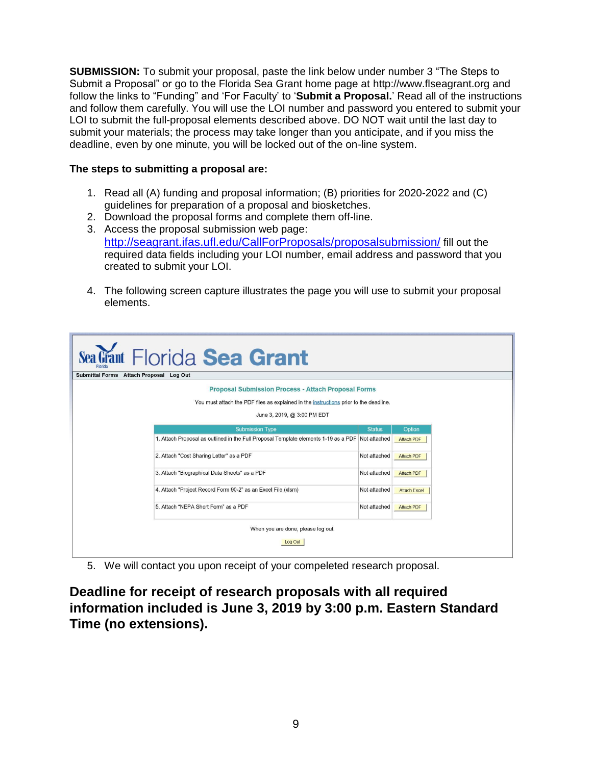**SUBMISSION:** To submit your proposal, paste the link below under number 3 "The Steps to Submit a Proposal" or go to the Florida Sea Grant home page at http://www.flseagrant.org and follow the links to "Funding" and 'For Faculty' to '**Submit a Proposal.**' Read all of the instructions and follow them carefully. You will use the LOI number and password you entered to submit your LOI to submit the full-proposal elements described above. DO NOT wait until the last day to submit your materials; the process may take longer than you anticipate, and if you miss the deadline, even by one minute, you will be locked out of the on-line system.

**The steps to submitting a proposal are:**

1. Read all (A) funding and proposal information; (B) priorities for 2020-2022 and (C) guidelines for preparation of a proposal and biosketches.
2. Download the proposal forms and complete them off-line.
3. Access the proposal submission web page: http://seagrant.ifas.ufl.edu/CallForProposals/proposalsubmission/ fill out the required data fields including your LOI number, email address and password that you created to submit your LOI.
4. The following screen capture illustrates the page you will use to submit your proposal elements.

Sea Grant Florida Florida Sea Grant

Submittal Forms Attach Proposal Log Out

Proposal Submission Process - Attach Proposal Forms

You must attach the PDF files as explained in the instructions prior to the deadline.

June 3, 2019, @ 3:00 PM EDT

| Submission Type | Status | Option |
|---|---|---|
| 1. Attach Proposal as outlined in the Full Proposal Template elements 1-19 as a PDF | Not attached | Attach PDF |
| 2. Attach "Cost Sharing Letter" as a PDF | Not attached | Attach PDF |
| 3. Attach "Biographical Data Sheets" as a PDF | Not attached | Attach PDF |
| 4. Attach "Project Record Form 90-2" as an Excel File (xlsm) | Not attached | Attach Excel |
| 5. Attach "NEPA Short Form" as a PDF | Not attached | Attach PDF |

When you are done, please log out.

Log Out

5. We will contact you upon receipt of your compeleted research proposal.

## Deadline for receipt of research proposals with all required information included is June 3, 2019 by 3:00 p.m. Eastern Standard Time (no extensions).